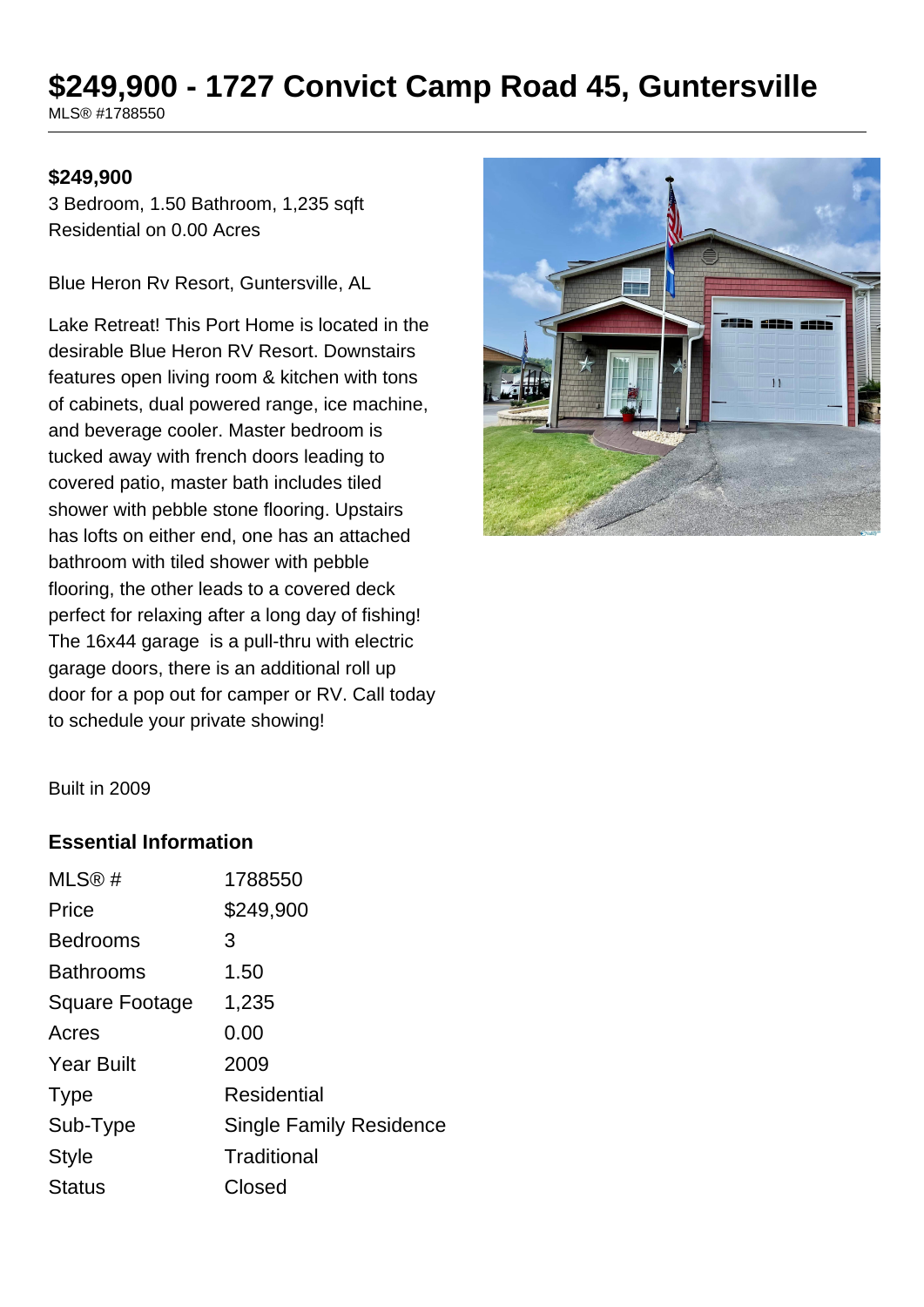# $249,900 - 1727 Convict Camp Road 45, Guntersville

MLS® #1788550

**$249,900**

3 Bedroom, 1.50 Bathroom, 1,235 sqft
Residential on 0.00 Acres

Blue Heron Rv Resort, Guntersville, AL

Lake Retreat! This Port Home is located in the desirable Blue Heron RV Resort. Downstairs features open living room & kitchen with tons of cabinets, dual powered range, ice machine, and beverage cooler. Master bedroom is tucked away with french doors leading to covered patio, master bath includes tiled shower with pebble stone flooring. Upstairs has lofts on either end, one has an attached bathroom with tiled shower with pebble flooring, the other leads to a covered deck perfect for relaxing after a long day of fishing! The 16x44 garage is a pull-thru with electric garage doors, there is an additional roll up door for a pop out for camper or RV. Call today to schedule your private showing!

Built in 2009

### Essential Information

| | |
|---|---|
| MLS® # | 1788550 |
| Price | $249,900 |
| Bedrooms | 3 |
| Bathrooms | 1.50 |
| Square Footage | 1,235 |
| Acres | 0.00 |
| Year Built | 2009 |
| Type | Residential |
| Sub-Type | Single Family Residence |
| Style | Traditional |
| Status | Closed |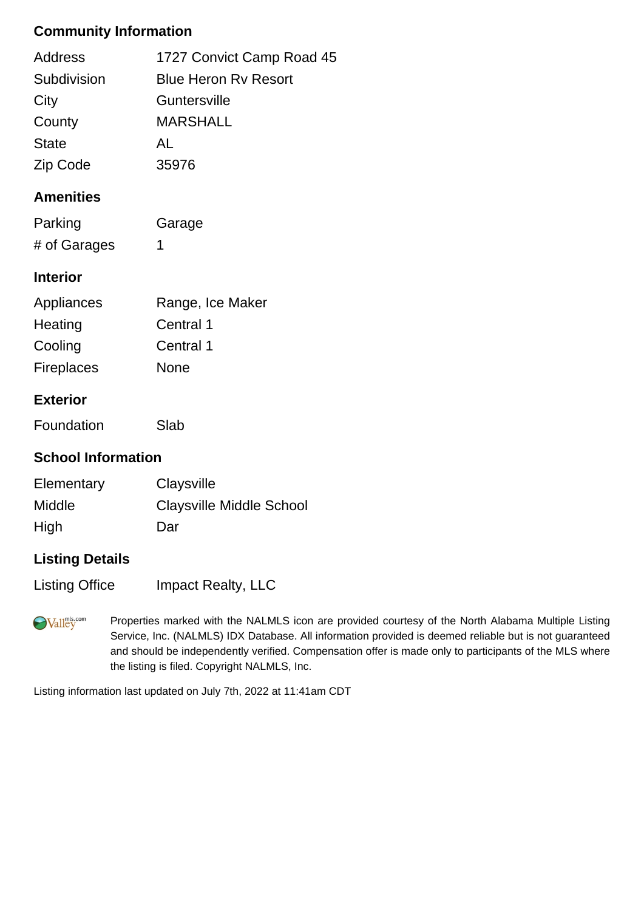## Community Information

| | |
|---|---|
| Address | 1727 Convict Camp Road 45 |
| Subdivision | Blue Heron Rv Resort |
| City | Guntersville |
| County | MARSHALL |
| State | AL |
| Zip Code | 35976 |

## Amenities

| | |
|---|---|
| Parking | Garage |
| # of Garages | 1 |

## Interior

| | |
|---|---|
| Appliances | Range, Ice Maker |
| Heating | Central 1 |
| Cooling | Central 1 |
| Fireplaces | None |

## Exterior

| | |
|---|---|
| Foundation | Slab |

## School Information

| | |
|---|---|
| Elementary | Claysville |
| Middle | Claysville Middle School |
| High | Dar |

## Listing Details

| | |
|---|---|
| Listing Office | Impact Realty, LLC |

Valleymls.com

Properties marked with the NALMLS icon are provided courtesy of the North Alabama Multiple Listing Service, Inc. (NALMLS) IDX Database. All information provided is deemed reliable but is not guaranteed and should be independently verified. Compensation offer is made only to participants of the MLS where the listing is filed. Copyright NALMLS, Inc.

Listing information last updated on July 7th, 2022 at 11:41am CDT